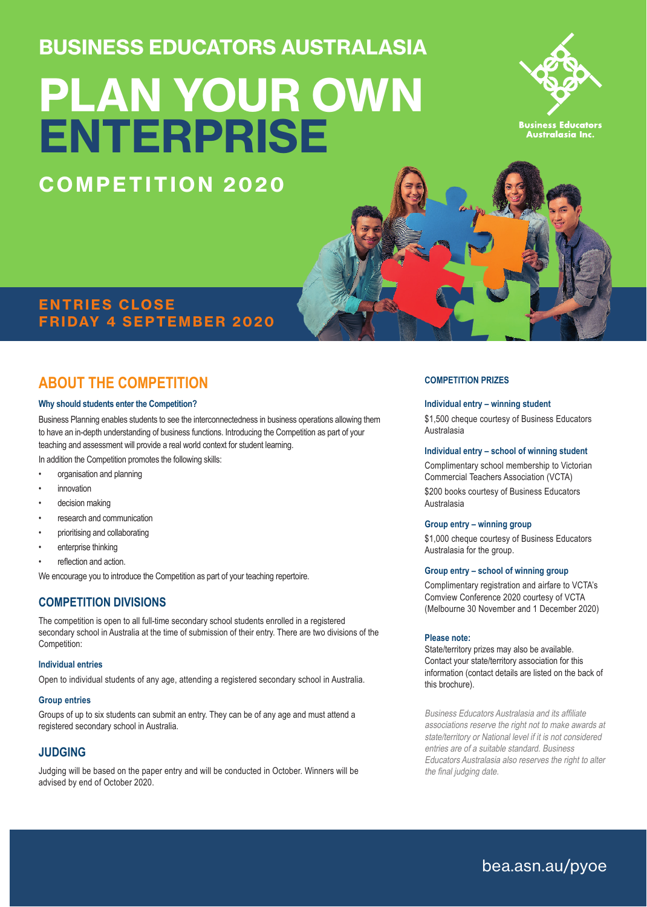# BUSINESS EDUCATORS AUSTRALASIA

# PLAN YOUR OWN ENTERPRISE

## COMPETITION 2020

Business Educators Australasia Inc.

**ENTRIES CLOSE FRIDAY 4 SEPTEMBER 2020**

## ABOUT THE COMPETITION

#### Why should students enter the Competition?

Business Planning enables students to see the interconnectedness in business operations allowing them to have an in-depth understanding of business functions. Introducing the Competition as part of your teaching and assessment will provide a real world context for student learning.

In addition the Competition promotes the following skills:

- organisation and planning
- innovation
- decision making
- research and communication
- prioritising and collaborating
- enterprise thinking
- reflection and action.

We encourage you to introduce the Competition as part of your teaching repertoire.

## COMPETITION DIVISIONS

The competition is open to all full-time secondary school students enrolled in a registered secondary school in Australia at the time of submission of their entry. There are two divisions of the Competition:

#### Individual entries

Open to individual students of any age, attending a registered secondary school in Australia.

#### Group entries

Groups of up to six students can submit an entry. They can be of any age and must attend a registered secondary school in Australia.

## JUDGING

Judging will be based on the paper entry and will be conducted in October. Winners will be advised by end of October 2020.

### COMPETITION PRIZES

#### Individual entry – winning student

$1,500 cheque courtesy of Business Educators Australasia

#### Individual entry – school of winning student

Complimentary school membership to Victorian Commercial Teachers Association (VCTA)

$200 books courtesy of Business Educators Australasia

#### Group entry – winning group

$1,000 cheque courtesy of Business Educators Australasia for the group.

#### Group entry – school of winning group

Complimentary registration and airfare to VCTA's Comview Conference 2020 courtesy of VCTA (Melbourne 30 November and 1 December 2020)

#### Please note:

State/territory prizes may also be available. Contact your state/territory association for this information (contact details are listed on the back of this brochure).

*Business Educators Australasia and its affiliate associations reserve the right not to make awards at state/territory or National level if it is not considered entries are of a suitable standard. Business Educators Australasia also reserves the right to alter the final judging date.*

bea.asn.au/pyoe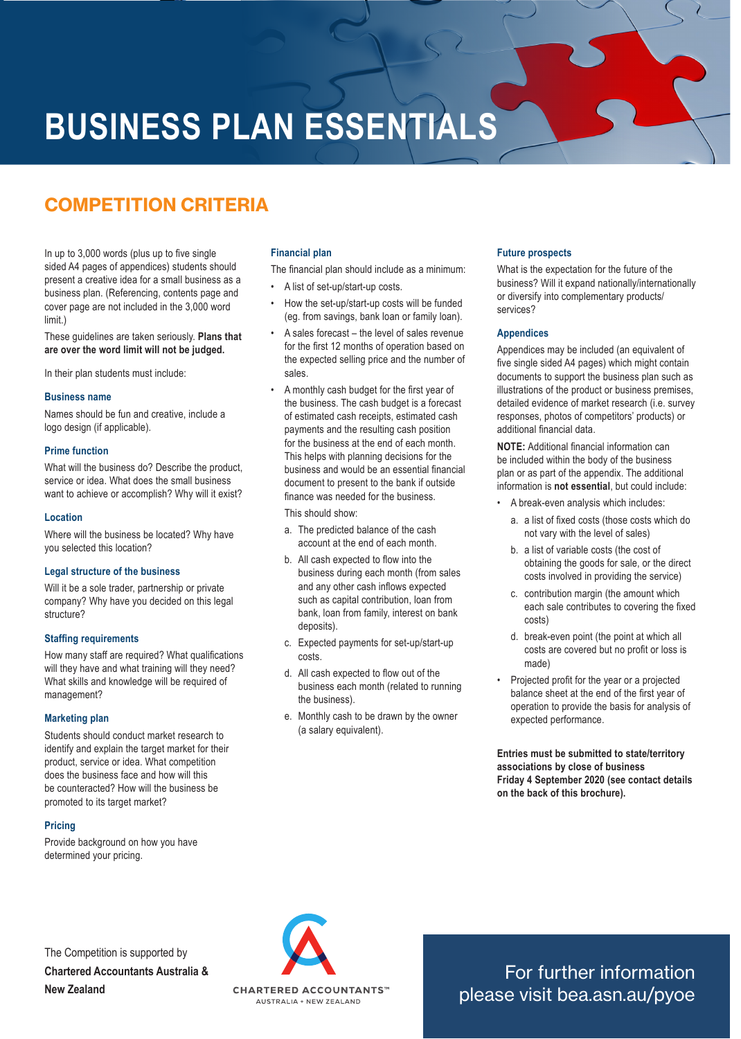# BUSINESS PLAN ESSENTIALS

## COMPETITION CRITERIA

In up to 3,000 words (plus up to five single sided A4 pages of appendices) students should present a creative idea for a small business as a business plan. (Referencing, contents page and cover page are not included in the 3,000 word limit.)

These guidelines are taken seriously. **Plans that are over the word limit will not be judged.**

In their plan students must include:

### Business name

Names should be fun and creative, include a logo design (if applicable).

### Prime function

What will the business do? Describe the product, service or idea. What does the small business want to achieve or accomplish? Why will it exist?

### Location

Where will the business be located? Why have you selected this location?

### Legal structure of the business

Will it be a sole trader, partnership or private company? Why have you decided on this legal structure?

### Staffing requirements

How many staff are required? What qualifications will they have and what training will they need? What skills and knowledge will be required of management?

### Marketing plan

Students should conduct market research to identify and explain the target market for their product, service or idea. What competition does the business face and how will this be counteracted? How will the business be promoted to its target market?

### Pricing

Provide background on how you have determined your pricing.

### Financial plan

The financial plan should include as a minimum:

- A list of set-up/start-up costs.
- How the set-up/start-up costs will be funded (eg. from savings, bank loan or family loan).
- A sales forecast – the level of sales revenue for the first 12 months of operation based on the expected selling price and the number of sales.
- A monthly cash budget for the first year of the business. The cash budget is a forecast of estimated cash receipts, estimated cash payments and the resulting cash position for the business at the end of each month. This helps with planning decisions for the business and would be an essential financial document to present to the bank if outside finance was needed for the business.

  This should show:

  a. The predicted balance of the cash account at the end of each month.
  b. All cash expected to flow into the business during each month (from sales and any other cash inflows expected such as capital contribution, loan from bank, loan from family, interest on bank deposits).
  c. Expected payments for set-up/start-up costs.
  d. All cash expected to flow out of the business each month (related to running the business).
  e. Monthly cash to be drawn by the owner (a salary equivalent).

### Future prospects

What is the expectation for the future of the business? Will it expand nationally/internationally or diversify into complementary products/ services?

### Appendices

Appendices may be included (an equivalent of five single sided A4 pages) which might contain documents to support the business plan such as illustrations of the product or business premises, detailed evidence of market research (i.e. survey responses, photos of competitors' products) or additional financial data.

**NOTE:** Additional financial information can be included within the body of the business plan or as part of the appendix. The additional information is **not essential**, but could include:

- A break-even analysis which includes:
  a. a list of fixed costs (those costs which do not vary with the level of sales)
  b. a list of variable costs (the cost of obtaining the goods for sale, or the direct costs involved in providing the service)
  c. contribution margin (the amount which each sale contributes to covering the fixed costs)
  d. break-even point (the point at which all costs are covered but no profit or loss is made)
- Projected profit for the year or a projected balance sheet at the end of the first year of operation to provide the basis for analysis of expected performance.

**Entries must be submitted to state/territory associations by close of business Friday 4 September 2020 (see contact details on the back of this brochure).**

The Competition is supported by **Chartered Accountants Australia & New Zealand**

CHARTERED ACCOUNTANTS™
AUSTRALIA + NEW ZEALAND

For further information please visit bea.asn.au/pyoe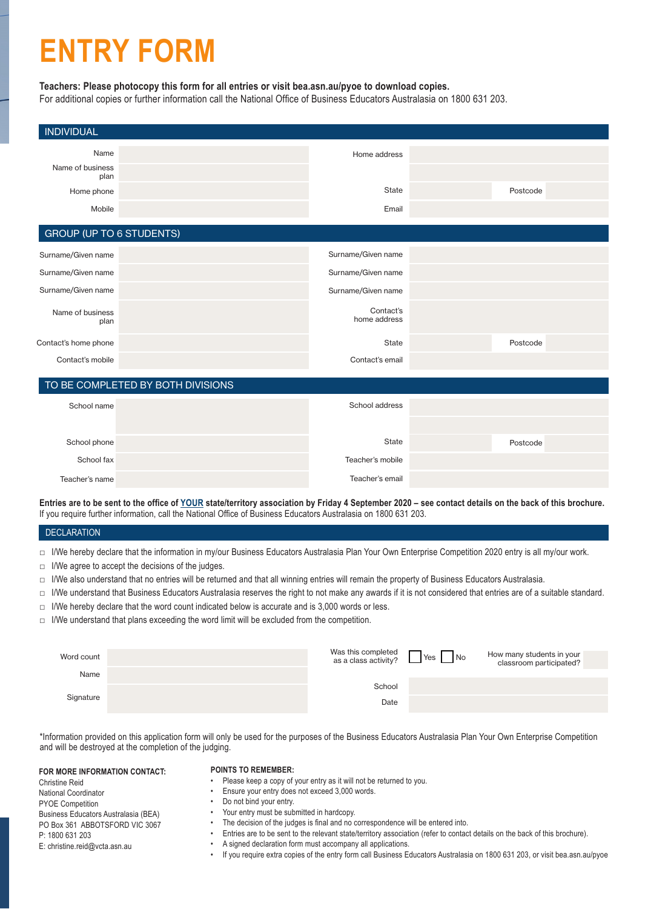# ENTRY FORM

**Teachers: Please photocopy this form for all entries or visit bea.asn.au/pyoe to download copies.**
For additional copies or further information call the National Office of Business Educators Australasia on 1800 631 203.

## INDIVIDUAL

| | | | | | |
|---|---|---|---|---|---|
| Name | | Home address | | | |
| Name of business plan | | | | | |
| Home phone | | State | | Postcode | |
| Mobile | | Email | | | |

## GROUP (UP TO 6 STUDENTS)

| | | | | | |
|---|---|---|---|---|---|
| Surname/Given name | | Surname/Given name | | | |
| Surname/Given name | | Surname/Given name | | | |
| Surname/Given name | | Surname/Given name | | | |
| Name of business plan | | Contact's home address | | | |
| Contact's home phone | | State | | Postcode | |
| Contact's mobile | | Contact's email | | | |

## TO BE COMPLETED BY BOTH DIVISIONS

| | | | | | |
|---|---|---|---|---|---|
| School name | | School address | | | |
| School phone | | State | | Postcode | |
| School fax | | Teacher's mobile | | | |
| Teacher's name | | Teacher's email | | | |

**Entries are to be sent to the office of YOUR state/territory association by Friday 4 September 2020 – see contact details on the back of this brochure.**
If you require further information, call the National Office of Business Educators Australasia on 1800 631 203.

## DECLARATION

- ☐ I/We hereby declare that the information in my/our Business Educators Australasia Plan Your Own Enterprise Competition 2020 entry is all my/our work.
- ☐ I/We agree to accept the decisions of the judges.
- ☐ I/We also understand that no entries will be returned and that all winning entries will remain the property of Business Educators Australasia.
- ☐ I/We understand that Business Educators Australasia reserves the right to not make any awards if it is not considered that entries are of a suitable standard.
- ☐ I/We hereby declare that the word count indicated below is accurate and is 3,000 words or less.
- ☐ I/We understand that plans exceeding the word limit will be excluded from the competition.

| | | | |
|---|---|---|---|
| Word count | | Was this completed as a class activity? | ☐ Yes ☐ No |
| | | How many students in your classroom participated? | |
| Name | | School | |
| Signature | | Date | |

*Information provided on this application form will only be used for the purposes of the Business Educators Australasia Plan Your Own Enterprise Competition and will be destroyed at the completion of the judging.

**FOR MORE INFORMATION CONTACT:**
Christine Reid
National Coordinator
PYOE Competition
Business Educators Australasia (BEA)
PO Box 361 ABBOTSFORD VIC 3067
P: 1800 631 203
E: christine.reid@vcta.asn.au

**POINTS TO REMEMBER:**

- Please keep a copy of your entry as it will not be returned to you.
- Ensure your entry does not exceed 3,000 words.
- Do not bind your entry.
- Your entry must be submitted in hardcopy.
- The decision of the judges is final and no correspondence will be entered into.
- Entries are to be sent to the relevant state/territory association (refer to contact details on the back of this brochure).
- A signed declaration form must accompany all applications.
- If you require extra copies of the entry form call Business Educators Australasia on 1800 631 203, or visit bea.asn.au/pyoe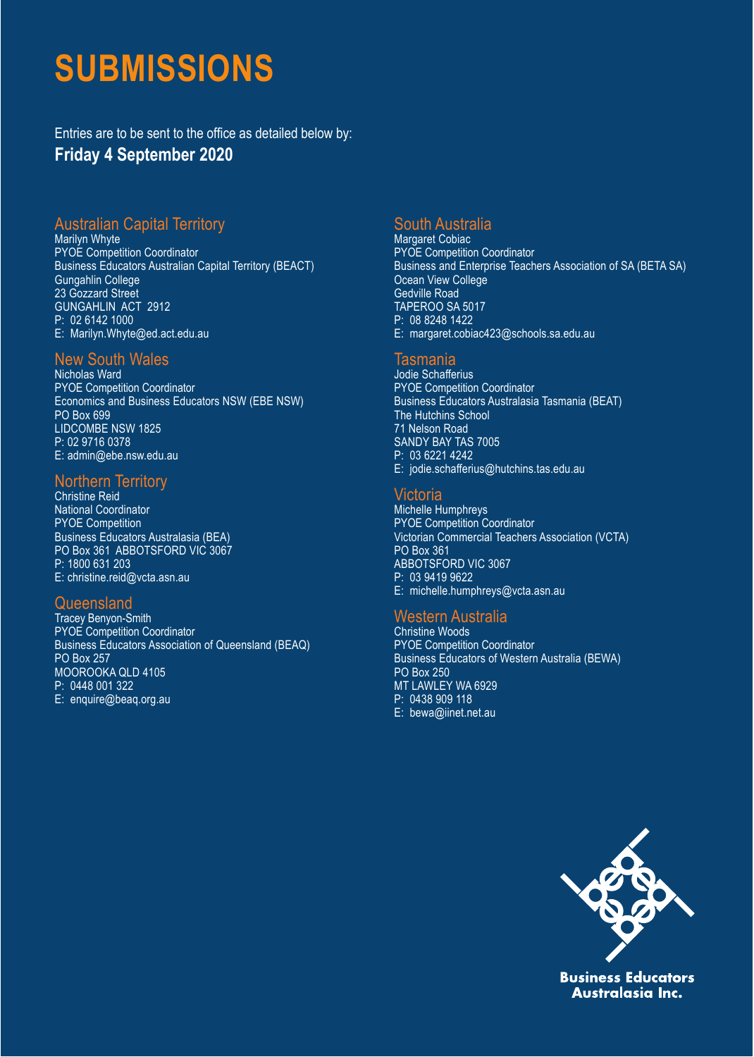# SUBMISSIONS

Entries are to be sent to the office as detailed below by:

**Friday 4 September 2020**

## Australian Capital Territory

Marilyn Whyte
PYOE Competition Coordinator
Business Educators Australian Capital Territory (BEACT)
Gungahlin College
23 Gozzard Street
GUNGAHLIN ACT 2912
P: 02 6142 1000
E: Marilyn.Whyte@ed.act.edu.au

## New South Wales

Nicholas Ward
PYOE Competition Coordinator
Economics and Business Educators NSW (EBE NSW)
PO Box 699
LIDCOMBE NSW 1825
P: 02 9716 0378
E: admin@ebe.nsw.edu.au

## Northern Territory

Christine Reid
National Coordinator
PYOE Competition
Business Educators Australasia (BEA)
PO Box 361 ABBOTSFORD VIC 3067
P: 1800 631 203
E: christine.reid@vcta.asn.au

## Queensland

Tracey Benyon-Smith
PYOE Competition Coordinator
Business Educators Association of Queensland (BEAQ)
PO Box 257
MOOROOKA QLD 4105
P: 0448 001 322
E: enquire@beaq.org.au

## South Australia

Margaret Cobiac
PYOE Competition Coordinator
Business and Enterprise Teachers Association of SA (BETA SA)
Ocean View College
Gedville Road
TAPEROO SA 5017
P: 08 8248 1422
E: margaret.cobiac423@schools.sa.edu.au

## Tasmania

Jodie Schafferius
PYOE Competition Coordinator
Business Educators Australasia Tasmania (BEAT)
The Hutchins School
71 Nelson Road
SANDY BAY TAS 7005
P: 03 6221 4242
E: jodie.schafferius@hutchins.tas.edu.au

## Victoria

Michelle Humphreys
PYOE Competition Coordinator
Victorian Commercial Teachers Association (VCTA)
PO Box 361
ABBOTSFORD VIC 3067
P: 03 9419 9622
E: michelle.humphreys@vcta.asn.au

## Western Australia

Christine Woods
PYOE Competition Coordinator
Business Educators of Western Australia (BEWA)
PO Box 250
MT LAWLEY WA 6929
P: 0438 909 118
E: bewa@iinet.net.au

Business Educators Australasia Inc.